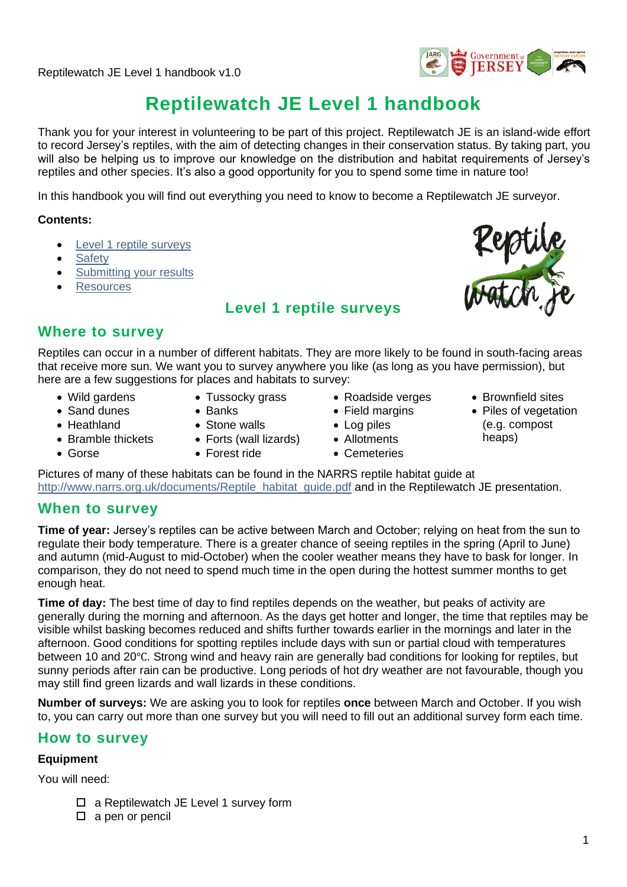# Reptilewatch JE Level 1 handbook

Thank you for your interest in volunteering to be part of this project. Reptilewatch JE is an island-wide effort to record Jersey's reptiles, with the aim of detecting changes in their conservation status. By taking part, you will also be helping us to improve our knowledge on the distribution and habitat requirements of Jersey's reptiles and other species. It's also a good opportunity for you to spend some time in nature too!

In this handbook you will find out everything you need to know to become a Reptilewatch JE surveyor.

**Contents:**

- Level 1 reptile surveys
- Safety
- Submitting your results
- Resources

## Level 1 reptile surveys

### Where to survey

Reptiles can occur in a number of different habitats. They are more likely to be found in south-facing areas that receive more sun. We want you to survey anywhere you like (as long as you have permission), but here are a few suggestions for places and habitats to survey:

- Wild gardens
- Sand dunes
- Heathland
- Bramble thickets
- Gorse
- Tussocky grass
- Banks
- Stone walls
- Forts (wall lizards)
- Forest ride
- Roadside verges
- Field margins
- Log piles
- Allotments
- Cemeteries
- Brownfield sites
- Piles of vegetation (e.g. compost heaps)

Pictures of many of these habitats can be found in the NARRS reptile habitat guide at http://www.narrs.org.uk/documents/Reptile_habitat_guide.pdf and in the Reptilewatch JE presentation.

### When to survey

**Time of year:** Jersey's reptiles can be active between March and October; relying on heat from the sun to regulate their body temperature. There is a greater chance of seeing reptiles in the spring (April to June) and autumn (mid-August to mid-October) when the cooler weather means they have to bask for longer. In comparison, they do not need to spend much time in the open during the hottest summer months to get enough heat.

**Time of day:** The best time of day to find reptiles depends on the weather, but peaks of activity are generally during the morning and afternoon. As the days get hotter and longer, the time that reptiles may be visible whilst basking becomes reduced and shifts further towards earlier in the mornings and later in the afternoon. Good conditions for spotting reptiles include days with sun or partial cloud with temperatures between 10 and 20℃. Strong wind and heavy rain are generally bad conditions for looking for reptiles, but sunny periods after rain can be productive. Long periods of hot dry weather are not favourable, though you may still find green lizards and wall lizards in these conditions.

**Number of surveys:** We are asking you to look for reptiles **once** between March and October. If you wish to, you can carry out more than one survey but you will need to fill out an additional survey form each time.

### How to survey

**Equipment**

You will need:

- ☐ a Reptilewatch JE Level 1 survey form
- ☐ a pen or pencil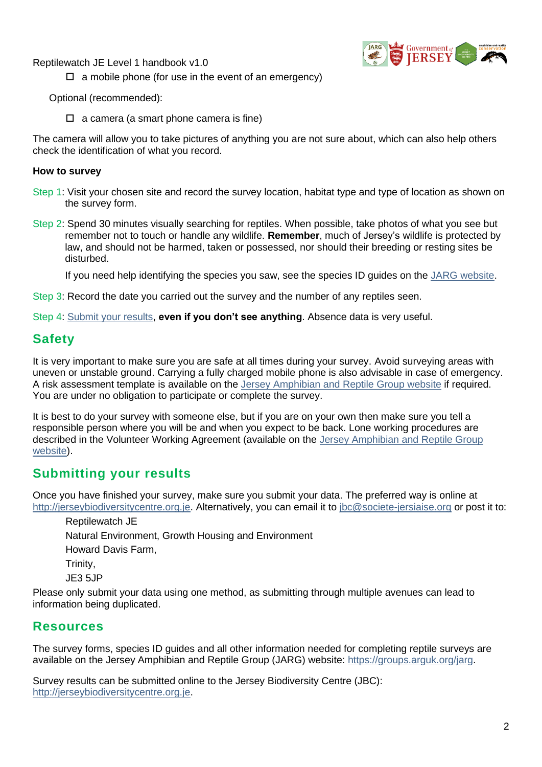- ☐ a mobile phone (for use in the event of an emergency)

Optional (recommended):

- ☐ a camera (a smart phone camera is fine)

The camera will allow you to take pictures of anything you are not sure about, which can also help others check the identification of what you record.

**How to survey**

Step 1: Visit your chosen site and record the survey location, habitat type and type of location as shown on the survey form.

Step 2: Spend 30 minutes visually searching for reptiles. When possible, take photos of what you see but remember not to touch or handle any wildlife. **Remember**, much of Jersey's wildlife is protected by law, and should not be harmed, taken or possessed, nor should their breeding or resting sites be disturbed.

If you need help identifying the species you saw, see the species ID guides on the JARG website.

Step 3: Record the date you carried out the survey and the number of any reptiles seen.

Step 4: Submit your results, **even if you don't see anything**. Absence data is very useful.

## Safety

It is very important to make sure you are safe at all times during your survey. Avoid surveying areas with uneven or unstable ground. Carrying a fully charged mobile phone is also advisable in case of emergency. A risk assessment template is available on the Jersey Amphibian and Reptile Group website if required. You are under no obligation to participate or complete the survey.

It is best to do your survey with someone else, but if you are on your own then make sure you tell a responsible person where you will be and when you expect to be back. Lone working procedures are described in the Volunteer Working Agreement (available on the Jersey Amphibian and Reptile Group website).

## Submitting your results

Once you have finished your survey, make sure you submit your data. The preferred way is online at http://jerseybiodiversitycentre.org.je. Alternatively, you can email it to jbc@societe-jersiaise.org or post it to:

Reptilewatch JE
Natural Environment, Growth Housing and Environment
Howard Davis Farm,
Trinity,
JE3 5JP

Please only submit your data using one method, as submitting through multiple avenues can lead to information being duplicated.

## Resources

The survey forms, species ID guides and all other information needed for completing reptile surveys are available on the Jersey Amphibian and Reptile Group (JARG) website: https://groups.arguk.org/jarg.

Survey results can be submitted online to the Jersey Biodiversity Centre (JBC): http://jerseybiodiversitycentre.org.je.